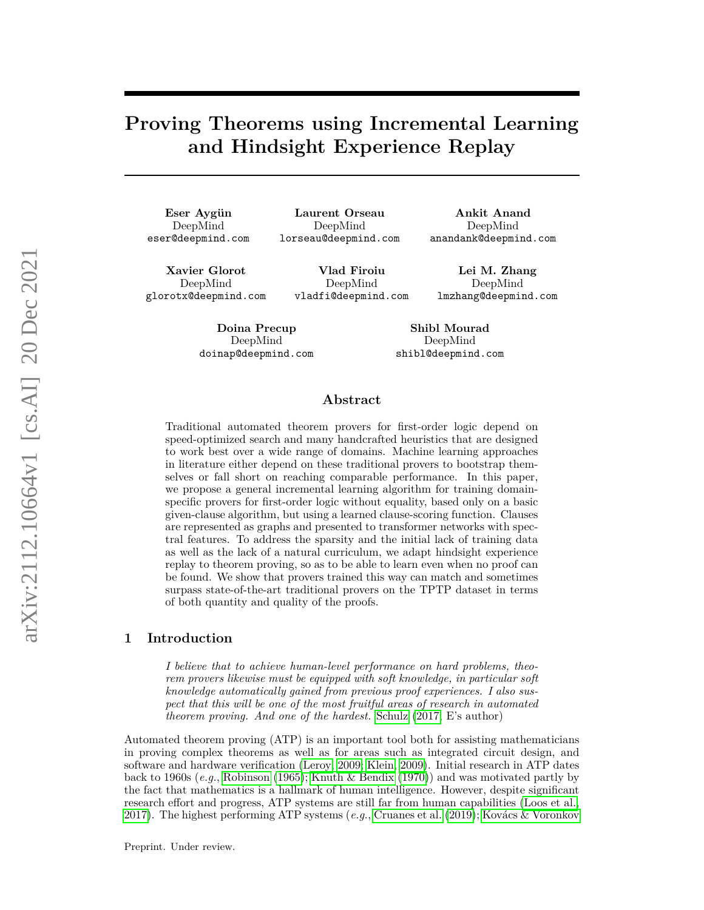# Proving Theorems using Incremental Learning and Hindsight Experience Replay

**Eser Aygün**
DeepMind
eser@deepmind.com

**Laurent Orseau**
DeepMind
lorseau@deepmind.com

**Ankit Anand**
DeepMind
anandank@deepmind.com

**Xavier Glorot**
DeepMind
glorotx@deepmind.com

**Vlad Firoiu**
DeepMind
vladfi@deepmind.com

**Lei M. Zhang**
DeepMind
lmzhang@deepmind.com

**Doina Precup**
DeepMind
doinap@deepmind.com

**Shibl Mourad**
DeepMind
shibl@deepmind.com

## Abstract

Traditional automated theorem provers for first-order logic depend on speed-optimized search and many handcrafted heuristics that are designed to work best over a wide range of domains. Machine learning approaches in literature either depend on these traditional provers to bootstrap themselves or fall short on reaching comparable performance. In this paper, we propose a general incremental learning algorithm for training domain-specific provers for first-order logic without equality, based only on a basic given-clause algorithm, but using a learned clause-scoring function. Clauses are represented as graphs and presented to transformer networks with spectral features. To address the sparsity and the initial lack of training data as well as the lack of a natural curriculum, we adapt hindsight experience replay to theorem proving, so as to be able to learn even when no proof can be found. We show that provers trained this way can match and sometimes surpass state-of-the-art traditional provers on the TPTP dataset in terms of both quantity and quality of the proofs.

## 1 Introduction

> *I believe that to achieve human-level performance on hard problems, theorem provers likewise must be equipped with soft knowledge, in particular soft knowledge automatically gained from previous proof experiences. I also suspect that this will be one of the most fruitful areas of research in automated theorem proving. And one of the hardest.* Schulz (2017, E's author)

Automated theorem proving (ATP) is an important tool both for assisting mathematicians in proving complex theorems as well as for areas such as integrated circuit design, and software and hardware verification (Leroy, 2009; Klein, 2009). Initial research in ATP dates back to 1960s (*e.g.*, Robinson (1965); Knuth & Bendix (1970)) and was motivated partly by the fact that mathematics is a hallmark of human intelligence. However, despite significant research effort and progress, ATP systems are still far from human capabilities (Loos et al., 2017). The highest performing ATP systems (*e.g.*, Cruanes et al. (2019); Kovács & Voronkov

Preprint. Under review.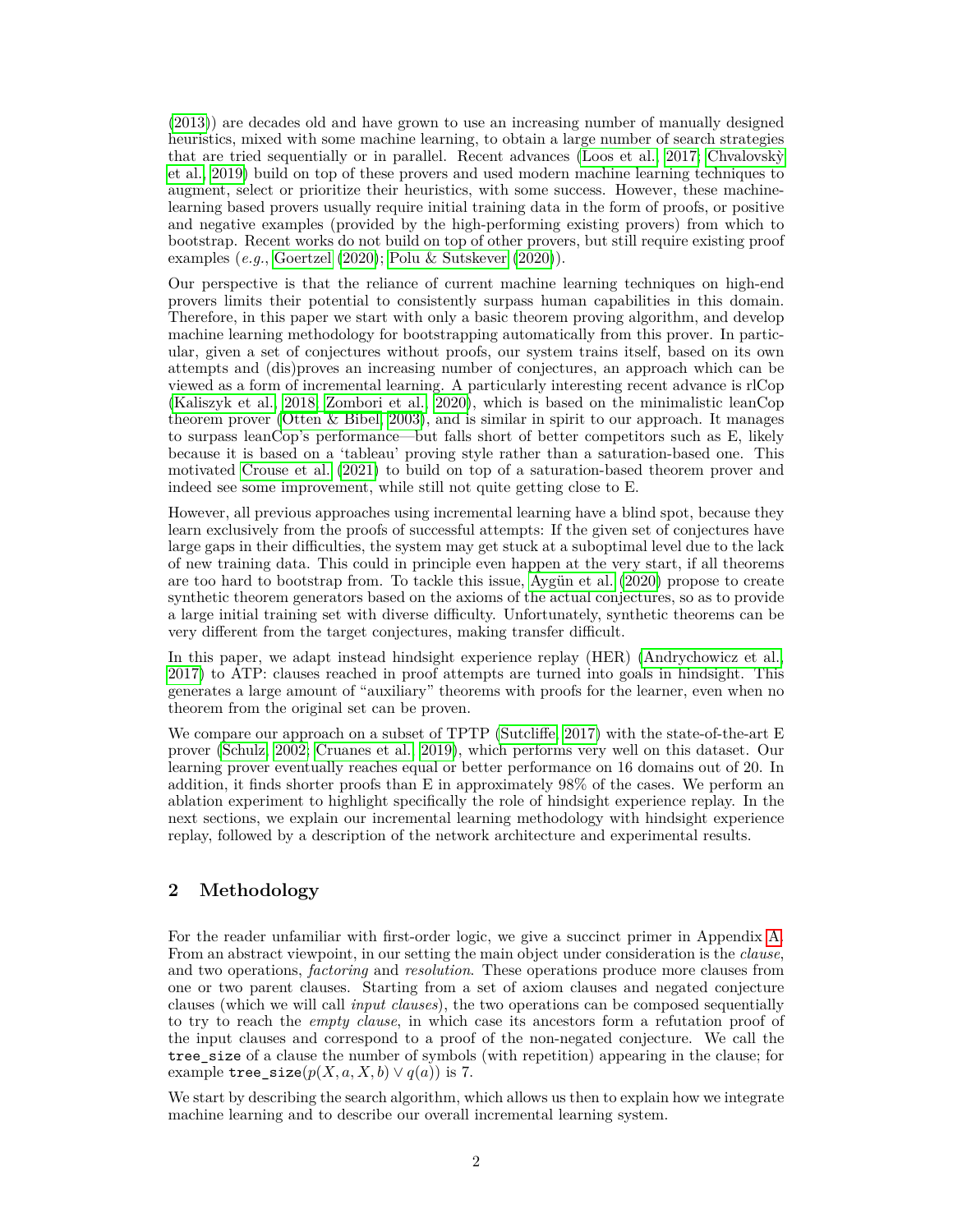(2013)) are decades old and have grown to use an increasing number of manually designed heuristics, mixed with some machine learning, to obtain a large number of search strategies that are tried sequentially or in parallel. Recent advances (Loos et al., 2017; Chvalovský et al., 2019) build on top of these provers and used modern machine learning techniques to augment, select or prioritize their heuristics, with some success. However, these machine-learning based provers usually require initial training data in the form of proofs, or positive and negative examples (provided by the high-performing existing provers) from which to bootstrap. Recent works do not build on top of other provers, but still require existing proof examples (*e.g.*, Goertzel (2020); Polu & Sutskever (2020)).

Our perspective is that the reliance of current machine learning techniques on high-end provers limits their potential to consistently surpass human capabilities in this domain. Therefore, in this paper we start with only a basic theorem proving algorithm, and develop machine learning methodology for bootstrapping automatically from this prover. In particular, given a set of conjectures without proofs, our system trains itself, based on its own attempts and (dis)proves an increasing number of conjectures, an approach which can be viewed as a form of incremental learning. A particularly interesting recent advance is rlCop (Kaliszyk et al., 2018; Zombori et al., 2020), which is based on the minimalistic leanCop theorem prover (Otten & Bibel, 2003), and is similar in spirit to our approach. It manages to surpass leanCop's performance—but falls short of better competitors such as E, likely because it is based on a 'tableau' proving style rather than a saturation-based one. This motivated Crouse et al. (2021) to build on top of a saturation-based theorem prover and indeed see some improvement, while still not quite getting close to E.

However, all previous approaches using incremental learning have a blind spot, because they learn exclusively from the proofs of successful attempts: If the given set of conjectures have large gaps in their difficulties, the system may get stuck at a suboptimal level due to the lack of new training data. This could in principle even happen at the very start, if all theorems are too hard to bootstrap from. To tackle this issue, Aygün et al. (2020) propose to create synthetic theorem generators based on the axioms of the actual conjectures, so as to provide a large initial training set with diverse difficulty. Unfortunately, synthetic theorems can be very different from the target conjectures, making transfer difficult.

In this paper, we adapt instead hindsight experience replay (HER) (Andrychowicz et al., 2017) to ATP: clauses reached in proof attempts are turned into goals in hindsight. This generates a large amount of "auxiliary" theorems with proofs for the learner, even when no theorem from the original set can be proven.

We compare our approach on a subset of TPTP (Sutcliffe, 2017) with the state-of-the-art E prover (Schulz, 2002; Cruanes et al., 2019), which performs very well on this dataset. Our learning prover eventually reaches equal or better performance on 16 domains out of 20. In addition, it finds shorter proofs than E in approximately 98% of the cases. We perform an ablation experiment to highlight specifically the role of hindsight experience replay. In the next sections, we explain our incremental learning methodology with hindsight experience replay, followed by a description of the network architecture and experimental results.

## 2 Methodology

For the reader unfamiliar with first-order logic, we give a succinct primer in Appendix A. From an abstract viewpoint, in our setting the main object under consideration is the *clause*, and two operations, *factoring* and *resolution*. These operations produce more clauses from one or two parent clauses. Starting from a set of axiom clauses and negated conjecture clauses (which we will call *input clauses*), the two operations can be composed sequentially to try to reach the *empty clause*, in which case its ancestors form a refutation proof of the input clauses and correspond to a proof of the non-negated conjecture. We call the `tree_size` of a clause the number of symbols (with repetition) appearing in the clause; for example `tree_size`$(p(X, a, X, b) \vee q(a))$ is 7.

We start by describing the search algorithm, which allows us then to explain how we integrate machine learning and to describe our overall incremental learning system.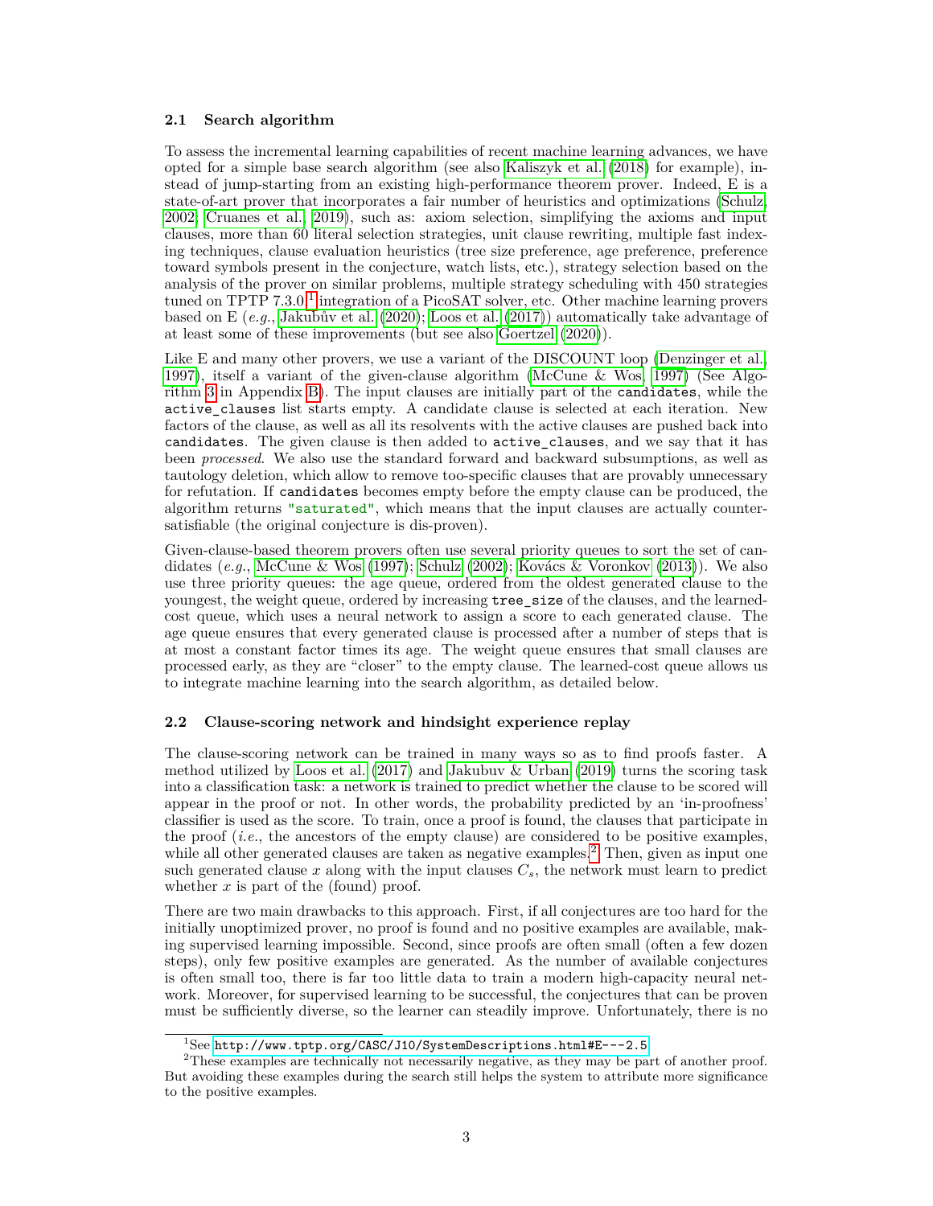### 2.1 Search algorithm

To assess the incremental learning capabilities of recent machine learning advances, we have opted for a simple base search algorithm (see also Kaliszyk et al. (2018) for example), instead of jump-starting from an existing high-performance theorem prover. Indeed, E is a state-of-art prover that incorporates a fair number of heuristics and optimizations (Schulz, 2002; Cruanes et al., 2019), such as: axiom selection, simplifying the axioms and input clauses, more than 60 literal selection strategies, unit clause rewriting, multiple fast indexing techniques, clause evaluation heuristics (tree size preference, age preference, preference toward symbols present in the conjecture, watch lists, etc.), strategy selection based on the analysis of the prover on similar problems, multiple strategy scheduling with 450 strategies tuned on TPTP 7.3.0,[1] integration of a PicoSAT solver, etc. Other machine learning provers based on E (*e.g.*, Jakubův et al. (2020); Loos et al. (2017)) automatically take advantage of at least some of these improvements (but see also Goertzel (2020)).

Like E and many other provers, we use a variant of the DISCOUNT loop (Denzinger et al., 1997), itself a variant of the given-clause algorithm (McCune & Wos, 1997) (See Algorithm 3 in Appendix B). The input clauses are initially part of the `candidates`, while the `active_clauses` list starts empty. A candidate clause is selected at each iteration. New factors of the clause, as well as all its resolvents with the active clauses are pushed back into `candidates`. The given clause is then added to `active_clauses`, and we say that it has been *processed*. We also use the standard forward and backward subsumptions, as well as tautology deletion, which allow to remove too-specific clauses that are provably unnecessary for refutation. If `candidates` becomes empty before the empty clause can be produced, the algorithm returns `"saturated"`, which means that the input clauses are actually counter-satisfiable (the original conjecture is dis-proven).

Given-clause-based theorem provers often use several priority queues to sort the set of candidates (*e.g.*, McCune & Wos (1997); Schulz (2002); Kovács & Voronkov (2013)). We also use three priority queues: the age queue, ordered from the oldest generated clause to the youngest, the weight queue, ordered by increasing `tree_size` of the clauses, and the learned-cost queue, which uses a neural network to assign a score to each generated clause. The age queue ensures that every generated clause is processed after a number of steps that is at most a constant factor times its age. The weight queue ensures that small clauses are processed early, as they are "closer" to the empty clause. The learned-cost queue allows us to integrate machine learning into the search algorithm, as detailed below.

### 2.2 Clause-scoring network and hindsight experience replay

The clause-scoring network can be trained in many ways so as to find proofs faster. A method utilized by Loos et al. (2017) and Jakubuv & Urban (2019) turns the scoring task into a classification task: a network is trained to predict whether the clause to be scored will appear in the proof or not. In other words, the probability predicted by an 'in-proofness' classifier is used as the score. To train, once a proof is found, the clauses that participate in the proof (*i.e.*, the ancestors of the empty clause) are considered to be positive examples, while all other generated clauses are taken as negative examples.[2] Then, given as input one such generated clause $x$ along with the input clauses $C_s$, the network must learn to predict whether $x$ is part of the (found) proof.

There are two main drawbacks to this approach. First, if all conjectures are too hard for the initially unoptimized prover, no proof is found and no positive examples are available, making supervised learning impossible. Second, since proofs are often small (often a few dozen steps), only few positive examples are generated. As the number of available conjectures is often small too, there is far too little data to train a modern high-capacity neural network. Moreover, for supervised learning to be successful, the conjectures that can be proven must be sufficiently diverse, so the learner can steadily improve. Unfortunately, there is no

[1] See http://www.tptp.org/CASC/J10/SystemDescriptions.html#E---2.5

[2] These examples are technically not necessarily negative, as they may be part of another proof. But avoiding these examples during the search still helps the system to attribute more significance to the positive examples.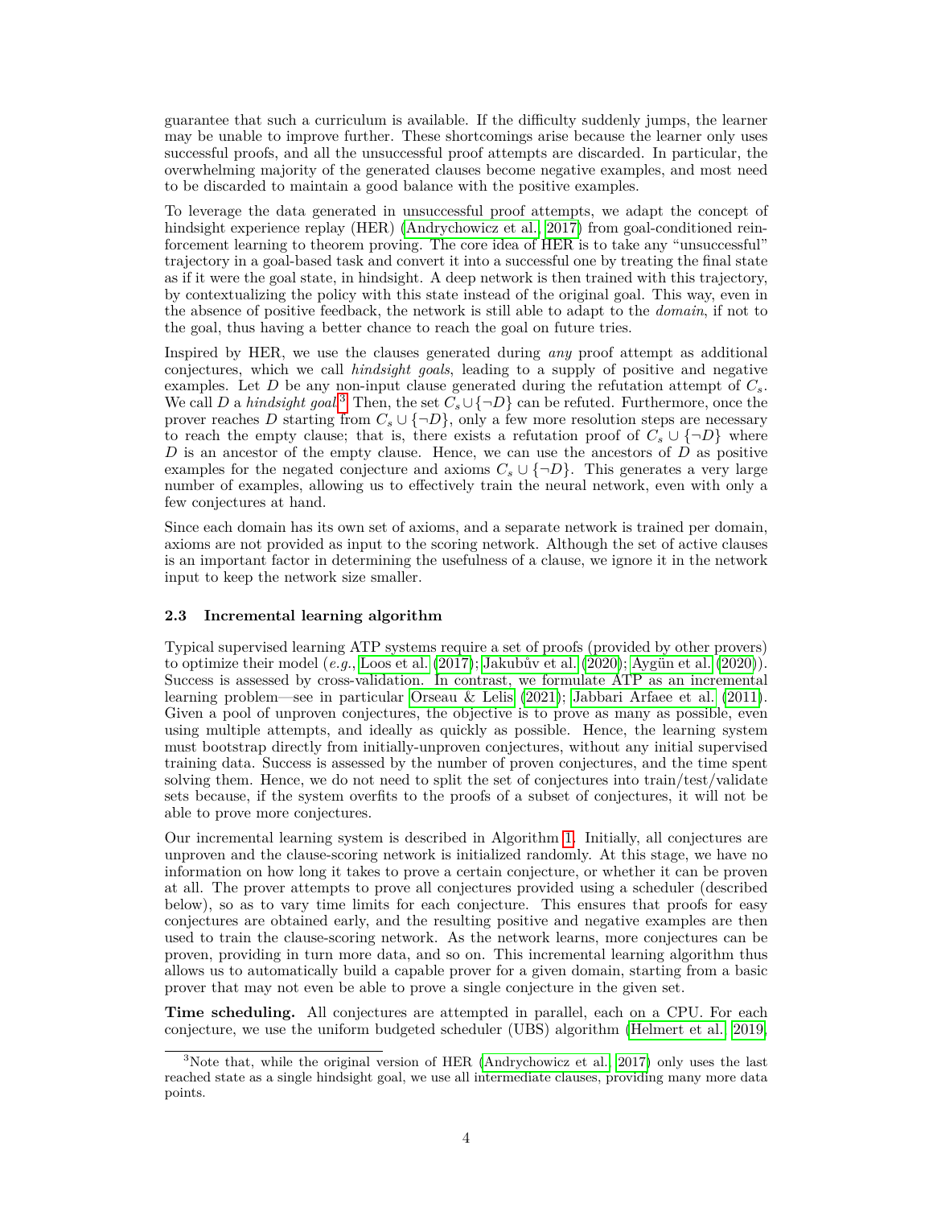guarantee that such a curriculum is available. If the difficulty suddenly jumps, the learner may be unable to improve further. These shortcomings arise because the learner only uses successful proofs, and all the unsuccessful proof attempts are discarded. In particular, the overwhelming majority of the generated clauses become negative examples, and most need to be discarded to maintain a good balance with the positive examples.

To leverage the data generated in unsuccessful proof attempts, we adapt the concept of hindsight experience replay (HER) (Andrychowicz et al., 2017) from goal-conditioned reinforcement learning to theorem proving. The core idea of HER is to take any "unsuccessful" trajectory in a goal-based task and convert it into a successful one by treating the final state as if it were the goal state, in hindsight. A deep network is then trained with this trajectory, by contextualizing the policy with this state instead of the original goal. This way, even in the absence of positive feedback, the network is still able to adapt to the *domain*, if not to the goal, thus having a better chance to reach the goal on future tries.

Inspired by HER, we use the clauses generated during *any* proof attempt as additional conjectures, which we call *hindsight goals*, leading to a supply of positive and negative examples. Let $D$ be any non-input clause generated during the refutation attempt of $C_s$. We call $D$ a *hindsight goal*.[3] Then, the set $C_s \cup \{\neg D\}$ can be refuted. Furthermore, once the prover reaches $D$ starting from $C_s \cup \{\neg D\}$, only a few more resolution steps are necessary to reach the empty clause; that is, there exists a refutation proof of $C_s \cup \{\neg D\}$ where $D$ is an ancestor of the empty clause. Hence, we can use the ancestors of $D$ as positive examples for the negated conjecture and axioms $C_s \cup \{\neg D\}$. This generates a very large number of examples, allowing us to effectively train the neural network, even with only a few conjectures at hand.

Since each domain has its own set of axioms, and a separate network is trained per domain, axioms are not provided as input to the scoring network. Although the set of active clauses is an important factor in determining the usefulness of a clause, we ignore it in the network input to keep the network size smaller.

### 2.3 Incremental learning algorithm

Typical supervised learning ATP systems require a set of proofs (provided by other provers) to optimize their model (*e.g.*, Loos et al. (2017); Jakubův et al. (2020); Aygün et al. (2020)). Success is assessed by cross-validation. In contrast, we formulate ATP as an incremental learning problem—see in particular Orseau & Lelis (2021); Jabbari Arfaee et al. (2011). Given a pool of unproven conjectures, the objective is to prove as many as possible, even using multiple attempts, and ideally as quickly as possible. Hence, the learning system must bootstrap directly from initially-unproven conjectures, without any initial supervised training data. Success is assessed by the number of proven conjectures, and the time spent solving them. Hence, we do not need to split the set of conjectures into train/test/validate sets because, if the system overfits to the proofs of a subset of conjectures, it will not be able to prove more conjectures.

Our incremental learning system is described in Algorithm 1. Initially, all conjectures are unproven and the clause-scoring network is initialized randomly. At this stage, we have no information on how long it takes to prove a certain conjecture, or whether it can be proven at all. The prover attempts to prove all conjectures provided using a scheduler (described below), so as to vary time limits for each conjecture. This ensures that proofs for easy conjectures are obtained early, and the resulting positive and negative examples are then used to train the clause-scoring network. As the network learns, more conjectures can be proven, providing in turn more data, and so on. This incremental learning algorithm thus allows us to automatically build a capable prover for a given domain, starting from a basic prover that may not even be able to prove a single conjecture in the given set.

**Time scheduling.** All conjectures are attempted in parallel, each on a CPU. For each conjecture, we use the uniform budgeted scheduler (UBS) algorithm (Helmert et al., 2019,

[3] Note that, while the original version of HER (Andrychowicz et al., 2017) only uses the last reached state as a single hindsight goal, we use all intermediate clauses, providing many more data points.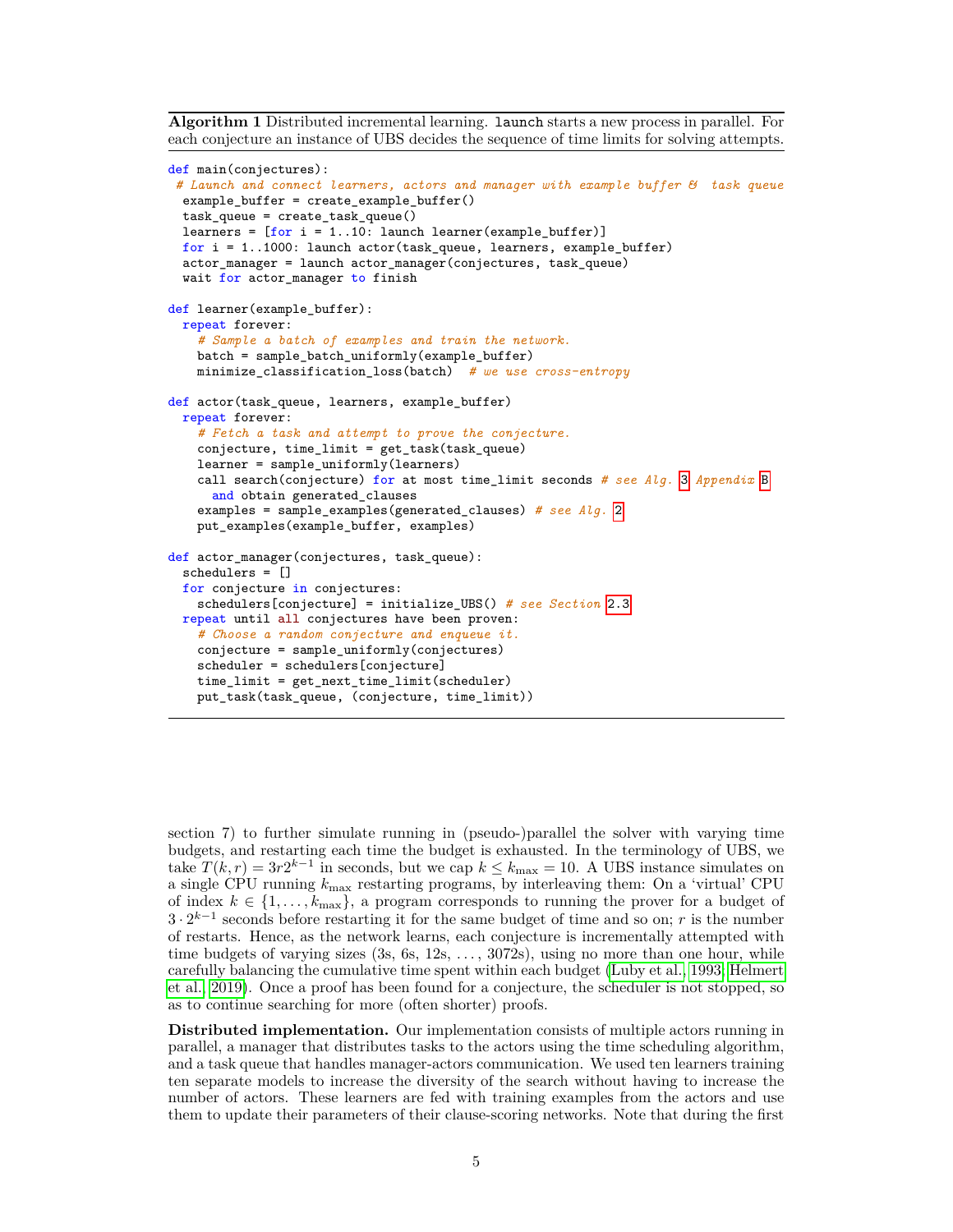**Algorithm 1** Distributed incremental learning. `launch` starts a new process in parallel. For each conjecture an instance of UBS decides the sequence of time limits for solving attempts.

```
def main(conjectures):
 # Launch and connect learners, actors and manager with example buffer &  task queue
  example_buffer = create_example_buffer()
  task_queue = create_task_queue()
  learners = [for i = 1..10: launch learner(example_buffer)]
  for i = 1..1000: launch actor(task_queue, learners, example_buffer)
  actor_manager = launch actor_manager(conjectures, task_queue)
  wait for actor_manager to finish

def learner(example_buffer):
  repeat forever:
    # Sample a batch of examples and train the network.
    batch = sample_batch_uniformly(example_buffer)
    minimize_classification_loss(batch)  # we use cross-entropy

def actor(task_queue, learners, example_buffer)
  repeat forever:
    # Fetch a task and attempt to prove the conjecture.
    conjecture, time_limit = get_task(task_queue)
    learner = sample_uniformly(learners)
    call search(conjecture) for at most time_limit seconds # see Alg. 3 Appendix B
      and obtain generated_clauses
    examples = sample_examples(generated_clauses) # see Alg. 2
    put_examples(example_buffer, examples)

def actor_manager(conjectures, task_queue):
  schedulers = []
  for conjecture in conjectures:
    schedulers[conjecture] = initialize_UBS() # see Section 2.3
  repeat until all conjectures have been proven:
    # Choose a random conjecture and enqueue it.
    conjecture = sample_uniformly(conjectures)
    scheduler = schedulers[conjecture]
    time_limit = get_next_time_limit(scheduler)
    put_task(task_queue, (conjecture, time_limit))
```

section 7) to further simulate running in (pseudo-)parallel the solver with varying time budgets, and restarting each time the budget is exhausted. In the terminology of UBS, we take $T(k, r) = 3r2^{k-1}$ in seconds, but we cap $k \leq k_{\max} = 10$. A UBS instance simulates on a single CPU running $k_{\max}$ restarting programs, by interleaving them: On a 'virtual' CPU of index $k \in \{1, \ldots, k_{\max}\}$, a program corresponds to running the prover for a budget of $3 \cdot 2^{k-1}$ seconds before restarting it for the same budget of time and so on; $r$ is the number of restarts. Hence, as the network learns, each conjecture is incrementally attempted with time budgets of varying sizes (3s, 6s, 12s, ..., 3072s), using no more than one hour, while carefully balancing the cumulative time spent within each budget (Luby et al., 1993; Helmert et al., 2019). Once a proof has been found for a conjecture, the scheduler is not stopped, so as to continue searching for more (often shorter) proofs.

**Distributed implementation.** Our implementation consists of multiple actors running in parallel, a manager that distributes tasks to the actors using the time scheduling algorithm, and a task queue that handles manager-actors communication. We used ten learners training ten separate models to increase the diversity of the search without having to increase the number of actors. These learners are fed with training examples from the actors and use them to update their parameters of their clause-scoring networks. Note that during the first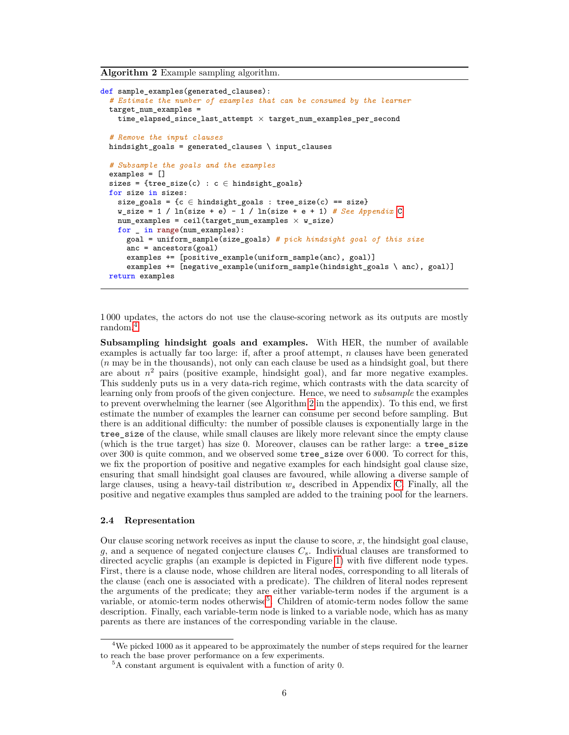**Algorithm 2** Example sampling algorithm.

```
def sample_examples(generated_clauses):
  # Estimate the number of examples that can be consumed by the learner
  target_num_examples =
    time_elapsed_since_last_attempt × target_num_examples_per_second

  # Remove the input clauses
  hindsight_goals = generated_clauses \ input_clauses

  # Subsample the goals and the examples
  examples = []
  sizes = {tree_size(c) : c ∈ hindsight_goals}
  for size in sizes:
    size_goals = {c ∈ hindsight_goals : tree_size(c) == size}
    w_size = 1 / ln(size + e) - 1 / ln(size + e + 1) # See Appendix C
    num_examples = ceil(target_num_examples × w_size)
    for _ in range(num_examples):
      goal = uniform_sample(size_goals) # pick hindsight goal of this size
      anc = ancestors(goal)
      examples += [positive_example(uniform_sample(anc), goal)]
      examples += [negative_example(uniform_sample(hindsight_goals \ anc), goal)]
  return examples
```

1 000 updates, the actors do not use the clause-scoring network as its outputs are mostly random.[4]

**Subsampling hindsight goals and examples.** With HER, the number of available examples is actually far too large: if, after a proof attempt, $n$ clauses have been generated ($n$ may be in the thousands), not only can each clause be used as a hindsight goal, but there are about $n^2$ pairs (positive example, hindsight goal), and far more negative examples. This suddenly puts us in a very data-rich regime, which contrasts with the data scarcity of learning only from proofs of the given conjecture. Hence, we need to *subsample* the examples to prevent overwhelming the learner (see Algorithm 2 in the appendix). To this end, we first estimate the number of examples the learner can consume per second before sampling. But there is an additional difficulty: the number of possible clauses is exponentially large in the `tree_size` of the clause, while small clauses are likely more relevant since the empty clause (which is the true target) has size 0. Moreover, clauses can be rather large: a `tree_size` over 300 is quite common, and we observed some `tree_size` over 6 000. To correct for this, we fix the proportion of positive and negative examples for each hindsight goal clause size, ensuring that small hindsight goal clauses are favoured, while allowing a diverse sample of large clauses, using a heavy-tail distribution $w_s$ described in Appendix C. Finally, all the positive and negative examples thus sampled are added to the training pool for the learners.

### 2.4 Representation

Our clause scoring network receives as input the clause to score, $x$, the hindsight goal clause, $g$, and a sequence of negated conjecture clauses $C_s$. Individual clauses are transformed to directed acyclic graphs (an example is depicted in Figure 1) with five different node types. First, there is a clause node, whose children are literal nodes, corresponding to all literals of the clause (each one is associated with a predicate). The children of literal nodes represent the arguments of the predicate; they are either variable-term nodes if the argument is a variable, or atomic-term nodes otherwise[5]. Children of atomic-term nodes follow the same description. Finally, each variable-term node is linked to a variable node, which has as many parents as there are instances of the corresponding variable in the clause.

[4] We picked 1000 as it appeared to be approximately the number of steps required for the learner to reach the base prover performance on a few experiments.

[5] A constant argument is equivalent with a function of arity 0.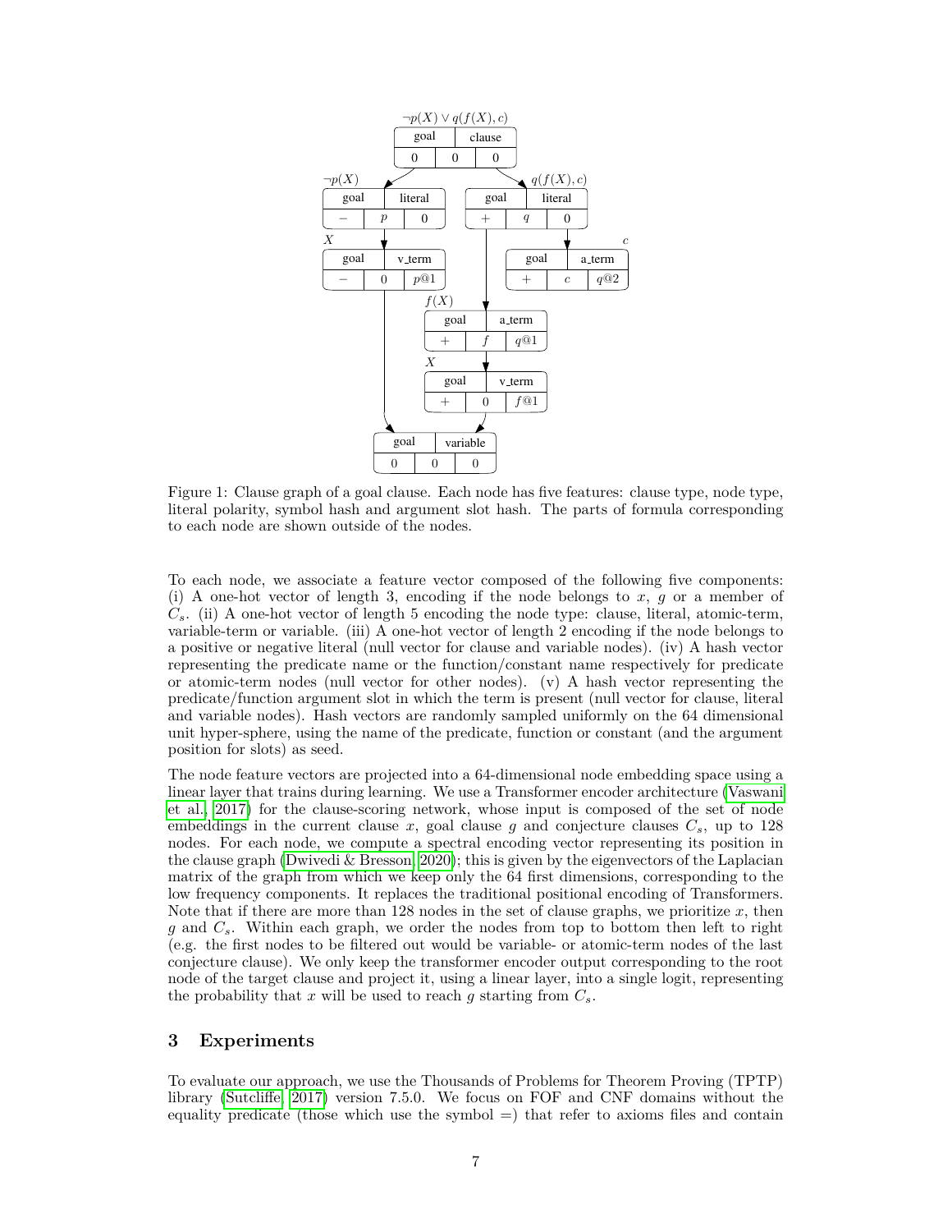Figure 1: Clause graph of a goal clause. Each node has five features: clause type, node type, literal polarity, symbol hash and argument slot hash. The parts of formula corresponding to each node are shown outside of the nodes.

To each node, we associate a feature vector composed of the following five components: (i) A one-hot vector of length 3, encoding if the node belongs to $x$, $g$ or a member of $C_s$. (ii) A one-hot vector of length 5 encoding the node type: clause, literal, atomic-term, variable-term or variable. (iii) A one-hot vector of length 2 encoding if the node belongs to a positive or negative literal (null vector for clause and variable nodes). (iv) A hash vector representing the predicate name or the function/constant name respectively for predicate or atomic-term nodes (null vector for other nodes). (v) A hash vector representing the predicate/function argument slot in which the term is present (null vector for clause, literal and variable nodes). Hash vectors are randomly sampled uniformly on the 64 dimensional unit hyper-sphere, using the name of the predicate, function or constant (and the argument position for slots) as seed.

The node feature vectors are projected into a 64-dimensional node embedding space using a linear layer that trains during learning. We use a Transformer encoder architecture (Vaswani et al., 2017) for the clause-scoring network, whose input is composed of the set of node embeddings in the current clause $x$, goal clause $g$ and conjecture clauses $C_s$, up to 128 nodes. For each node, we compute a spectral encoding vector representing its position in the clause graph (Dwivedi & Bresson, 2020); this is given by the eigenvectors of the Laplacian matrix of the graph from which we keep only the 64 first dimensions, corresponding to the low frequency components. It replaces the traditional positional encoding of Transformers. Note that if there are more than 128 nodes in the set of clause graphs, we prioritize $x$, then $g$ and $C_s$. Within each graph, we order the nodes from top to bottom then left to right (e.g. the first nodes to be filtered out would be variable- or atomic-term nodes of the last conjecture clause). We only keep the transformer encoder output corresponding to the root node of the target clause and project it, using a linear layer, into a single logit, representing the probability that $x$ will be used to reach $g$ starting from $C_s$.

## 3 Experiments

To evaluate our approach, we use the Thousands of Problems for Theorem Proving (TPTP) library (Sutcliffe, 2017) version 7.5.0. We focus on FOF and CNF domains without the equality predicate (those which use the symbol =) that refer to axioms files and contain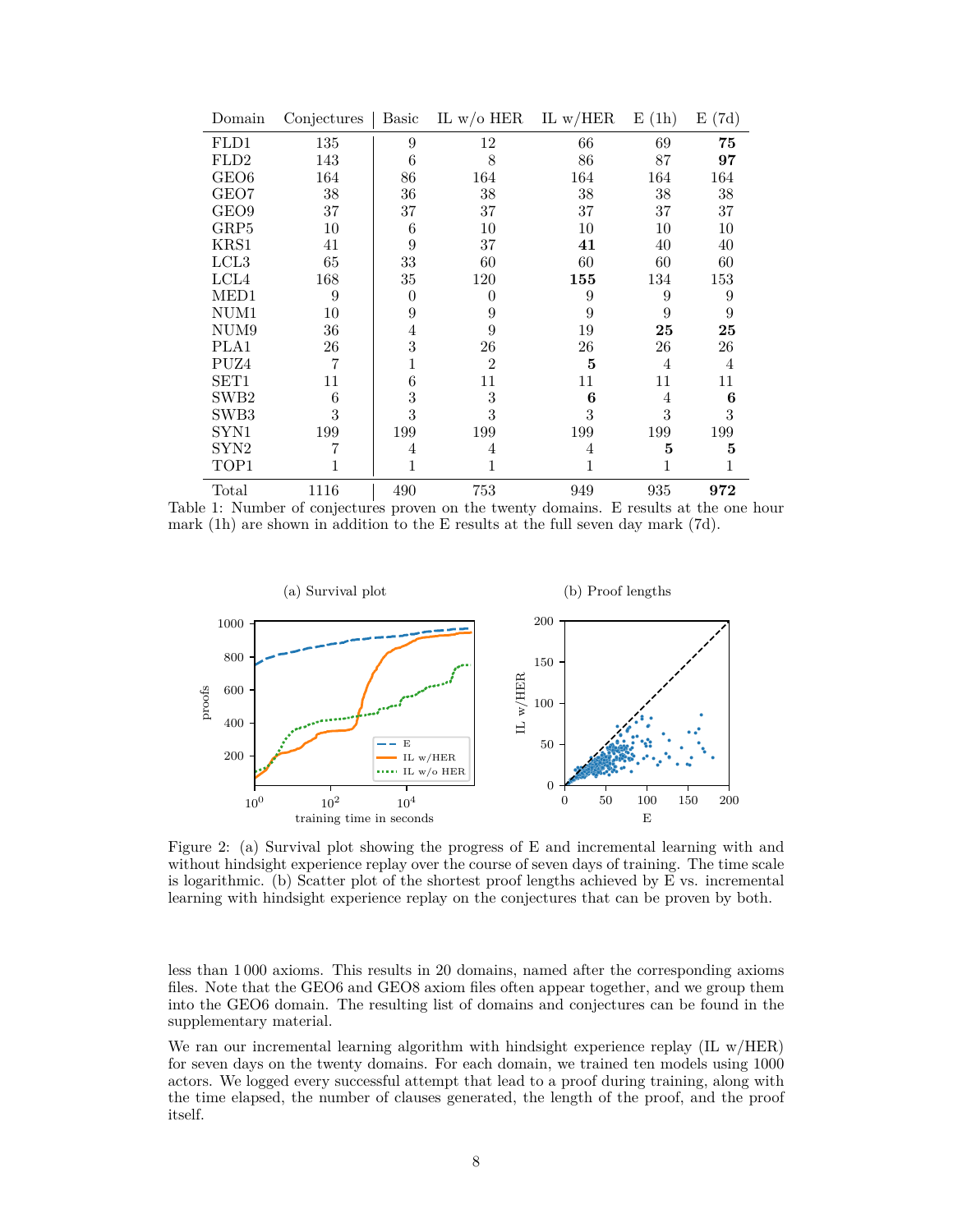| Domain | Conjectures | Basic | IL w/o HER | IL w/HER | E (1h) | E (7d) |
|---|---|---|---|---|---|---|
| FLD1 | 135 | 9 | 12 | 66 | 69 | **75** |
| FLD2 | 143 | 6 | 8 | 86 | 87 | **97** |
| GEO6 | 164 | 86 | 164 | 164 | 164 | 164 |
| GEO7 | 38 | 36 | 38 | 38 | 38 | 38 |
| GEO9 | 37 | 37 | 37 | 37 | 37 | 37 |
| GRP5 | 10 | 6 | 10 | 10 | 10 | 10 |
| KRS1 | 41 | 9 | 37 | **41** | 40 | 40 |
| LCL3 | 65 | 33 | 60 | 60 | 60 | 60 |
| LCL4 | 168 | 35 | 120 | **155** | 134 | 153 |
| MED1 | 9 | 0 | 0 | 9 | 9 | 9 |
| NUM1 | 10 | 9 | 9 | 9 | 9 | 9 |
| NUM9 | 36 | 4 | 9 | 19 | **25** | **25** |
| PLA1 | 26 | 3 | 26 | 26 | 26 | 26 |
| PUZ4 | 7 | 1 | 2 | **5** | 4 | 4 |
| SET1 | 11 | 6 | 11 | 11 | 11 | 11 |
| SWB2 | 6 | 3 | 3 | **6** | 4 | **6** |
| SWB3 | 3 | 3 | 3 | 3 | 3 | 3 |
| SYN1 | 199 | 199 | 199 | 199 | 199 | 199 |
| SYN2 | 7 | 4 | 4 | 4 | **5** | **5** |
| TOP1 | 1 | 1 | 1 | 1 | 1 | 1 |
| Total | 1116 | 490 | 753 | 949 | 935 | **972** |

Table 1: Number of conjectures proven on the twenty domains. E results at the one hour mark (1h) are shown in addition to the E results at the full seven day mark (7d).

Figure 2: (a) Survival plot showing the progress of E and incremental learning with and without hindsight experience replay over the course of seven days of training. The time scale is logarithmic. (b) Scatter plot of the shortest proof lengths achieved by E vs. incremental learning with hindsight experience replay on the conjectures that can be proven by both.

less than 1 000 axioms. This results in 20 domains, named after the corresponding axioms files. Note that the GEO6 and GEO8 axiom files often appear together, and we group them into the GEO6 domain. The resulting list of domains and conjectures can be found in the supplementary material.

We ran our incremental learning algorithm with hindsight experience replay (IL w/HER) for seven days on the twenty domains. For each domain, we trained ten models using 1000 actors. We logged every successful attempt that lead to a proof during training, along with the time elapsed, the number of clauses generated, the length of the proof, and the proof itself.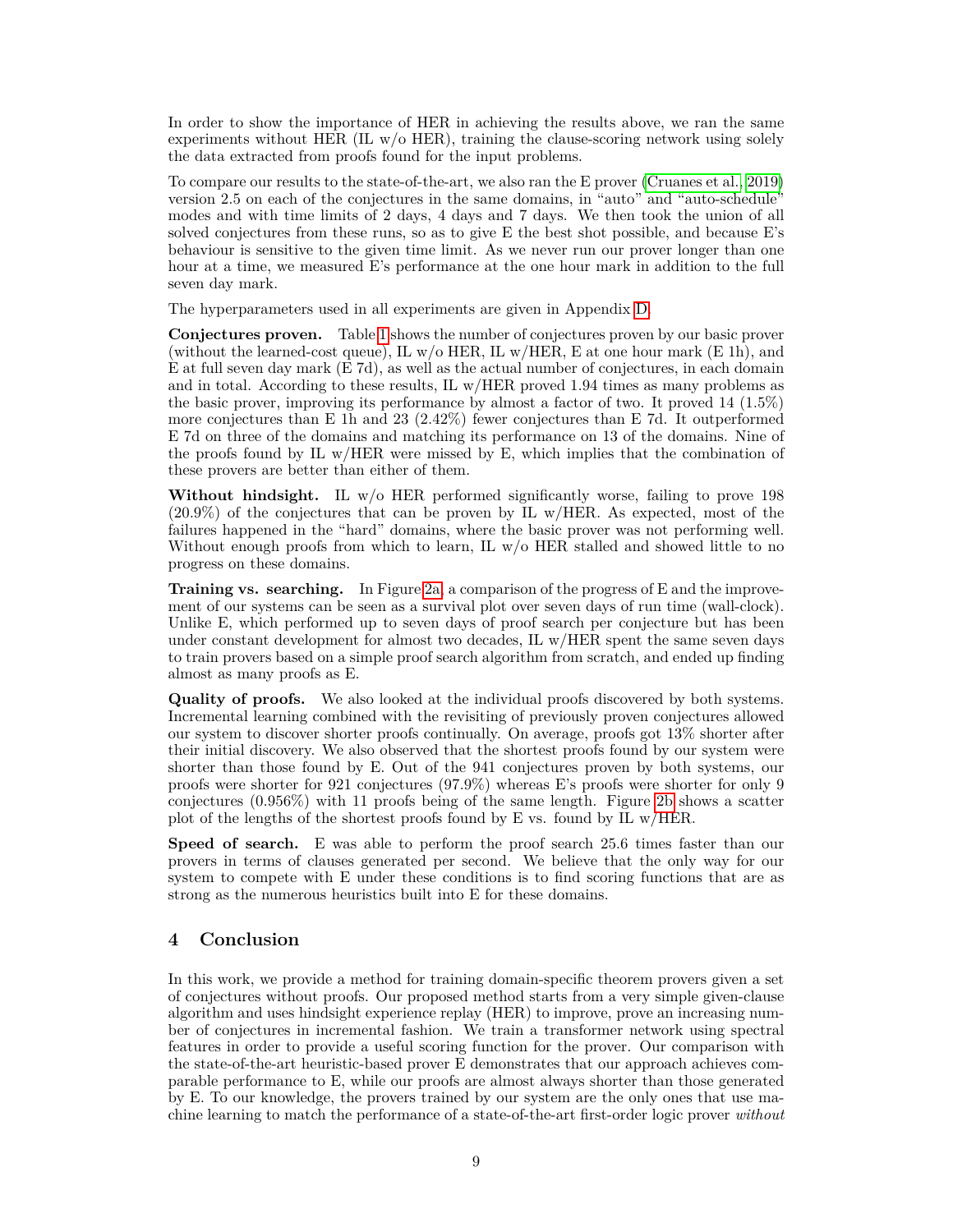In order to show the importance of HER in achieving the results above, we ran the same experiments without HER (IL w/o HER), training the clause-scoring network using solely the data extracted from proofs found for the input problems.

To compare our results to the state-of-the-art, we also ran the E prover (Cruanes et al., 2019) version 2.5 on each of the conjectures in the same domains, in "auto" and "auto-schedule" modes and with time limits of 2 days, 4 days and 7 days. We then took the union of all solved conjectures from these runs, so as to give E the best shot possible, and because E's behaviour is sensitive to the given time limit. As we never run our prover longer than one hour at a time, we measured E's performance at the one hour mark in addition to the full seven day mark.

The hyperparameters used in all experiments are given in Appendix D.

**Conjectures proven.** Table 1 shows the number of conjectures proven by our basic prover (without the learned-cost queue), IL w/o HER, IL w/HER, E at one hour mark (E 1h), and E at full seven day mark (E 7d), as well as the actual number of conjectures, in each domain and in total. According to these results, IL w/HER proved 1.94 times as many problems as the basic prover, improving its performance by almost a factor of two. It proved 14 (1.5%) more conjectures than E 1h and 23 (2.42%) fewer conjectures than E 7d. It outperformed E 7d on three of the domains and matching its performance on 13 of the domains. Nine of the proofs found by IL w/HER were missed by E, which implies that the combination of these provers are better than either of them.

**Without hindsight.** IL w/o HER performed significantly worse, failing to prove 198 (20.9%) of the conjectures that can be proven by IL w/HER. As expected, most of the failures happened in the "hard" domains, where the basic prover was not performing well. Without enough proofs from which to learn, IL w/o HER stalled and showed little to no progress on these domains.

**Training vs. searching.** In Figure 2a, a comparison of the progress of E and the improvement of our systems can be seen as a survival plot over seven days of run time (wall-clock). Unlike E, which performed up to seven days of proof search per conjecture but has been under constant development for almost two decades, IL w/HER spent the same seven days to train provers based on a simple proof search algorithm from scratch, and ended up finding almost as many proofs as E.

**Quality of proofs.** We also looked at the individual proofs discovered by both systems. Incremental learning combined with the revisiting of previously proven conjectures allowed our system to discover shorter proofs continually. On average, proofs got 13% shorter after their initial discovery. We also observed that the shortest proofs found by our system were shorter than those found by E. Out of the 941 conjectures proven by both systems, our proofs were shorter for 921 conjectures (97.9%) whereas E's proofs were shorter for only 9 conjectures (0.956%) with 11 proofs being of the same length. Figure 2b shows a scatter plot of the lengths of the shortest proofs found by E vs. found by IL w/HER.

**Speed of search.** E was able to perform the proof search 25.6 times faster than our provers in terms of clauses generated per second. We believe that the only way for our system to compete with E under these conditions is to find scoring functions that are as strong as the numerous heuristics built into E for these domains.

## 4 Conclusion

In this work, we provide a method for training domain-specific theorem provers given a set of conjectures without proofs. Our proposed method starts from a very simple given-clause algorithm and uses hindsight experience replay (HER) to improve, prove an increasing number of conjectures in incremental fashion. We train a transformer network using spectral features in order to provide a useful scoring function for the prover. Our comparison with the state-of-the-art heuristic-based prover E demonstrates that our approach achieves comparable performance to E, while our proofs are almost always shorter than those generated by E. To our knowledge, the provers trained by our system are the only ones that use machine learning to match the performance of a state-of-the-art first-order logic prover *without*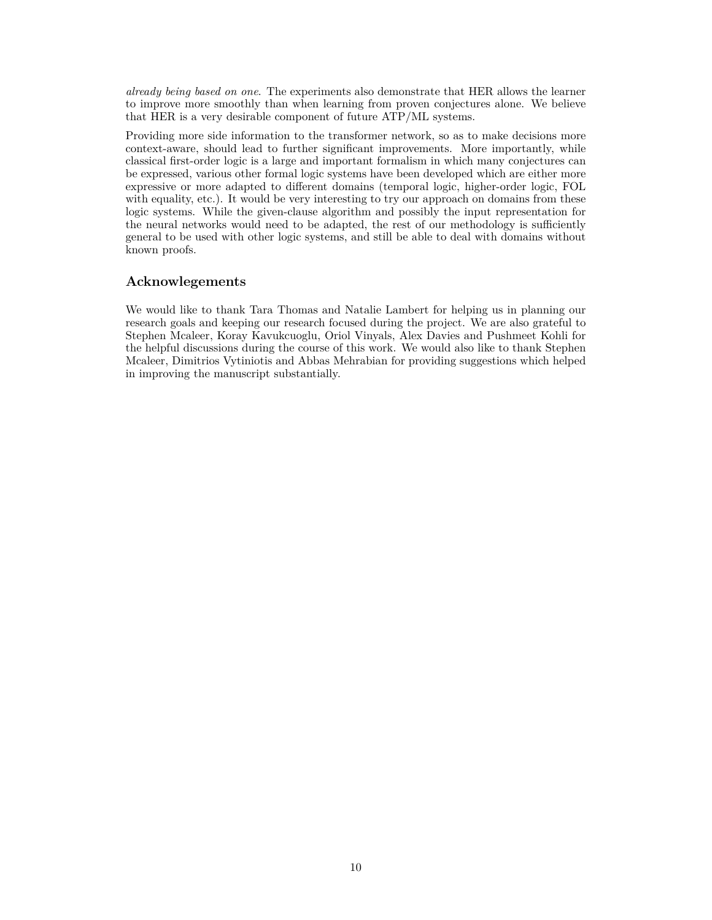*already being based on one*. The experiments also demonstrate that HER allows the learner to improve more smoothly than when learning from proven conjectures alone. We believe that HER is a very desirable component of future ATP/ML systems.

Providing more side information to the transformer network, so as to make decisions more context-aware, should lead to further significant improvements. More importantly, while classical first-order logic is a large and important formalism in which many conjectures can be expressed, various other formal logic systems have been developed which are either more expressive or more adapted to different domains (temporal logic, higher-order logic, FOL with equality, etc.). It would be very interesting to try our approach on domains from these logic systems. While the given-clause algorithm and possibly the input representation for the neural networks would need to be adapted, the rest of our methodology is sufficiently general to be used with other logic systems, and still be able to deal with domains without known proofs.

## Acknowlegements

We would like to thank Tara Thomas and Natalie Lambert for helping us in planning our research goals and keeping our research focused during the project. We are also grateful to Stephen Mcaleer, Koray Kavukcuoglu, Oriol Vinyals, Alex Davies and Pushmeet Kohli for the helpful discussions during the course of this work. We would also like to thank Stephen Mcaleer, Dimitrios Vytiniotis and Abbas Mehrabian for providing suggestions which helped in improving the manuscript substantially.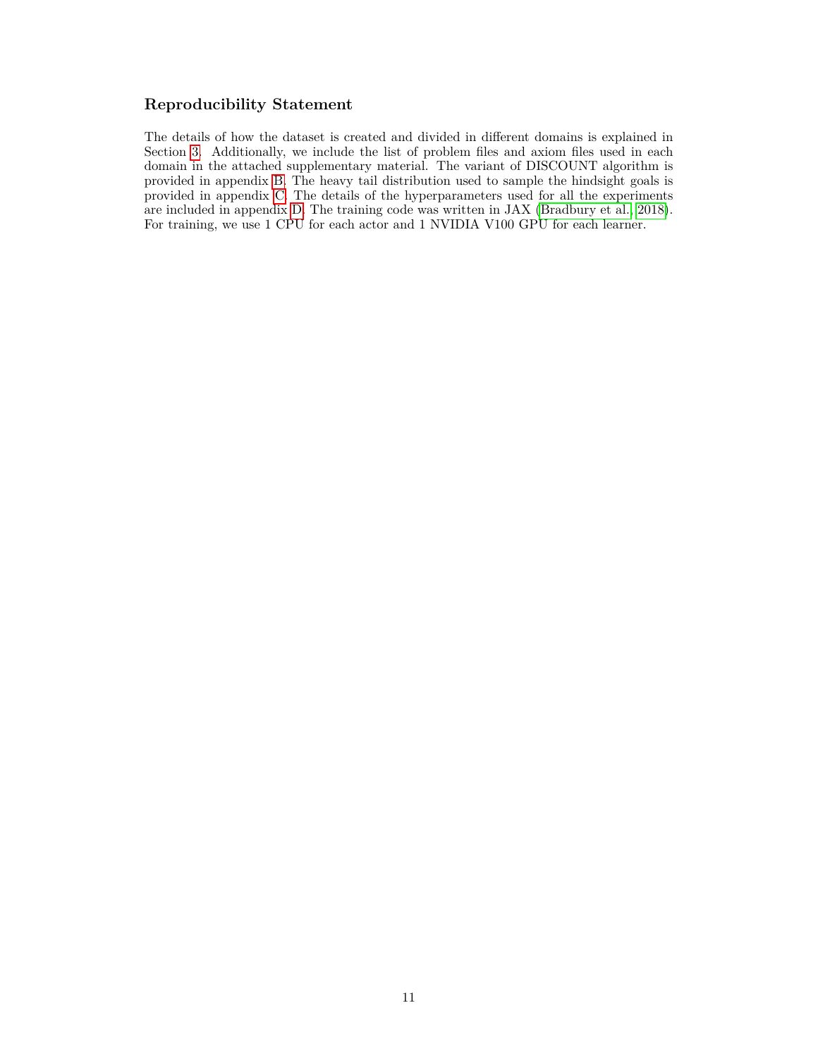## Reproducibility Statement

The details of how the dataset is created and divided in different domains is explained in Section 3. Additionally, we include the list of problem files and axiom files used in each domain in the attached supplementary material. The variant of DISCOUNT algorithm is provided in appendix B. The heavy tail distribution used to sample the hindsight goals is provided in appendix C. The details of the hyperparameters used for all the experiments are included in appendix D. The training code was written in JAX (Bradbury et al., 2018). For training, we use 1 CPU for each actor and 1 NVIDIA V100 GPU for each learner.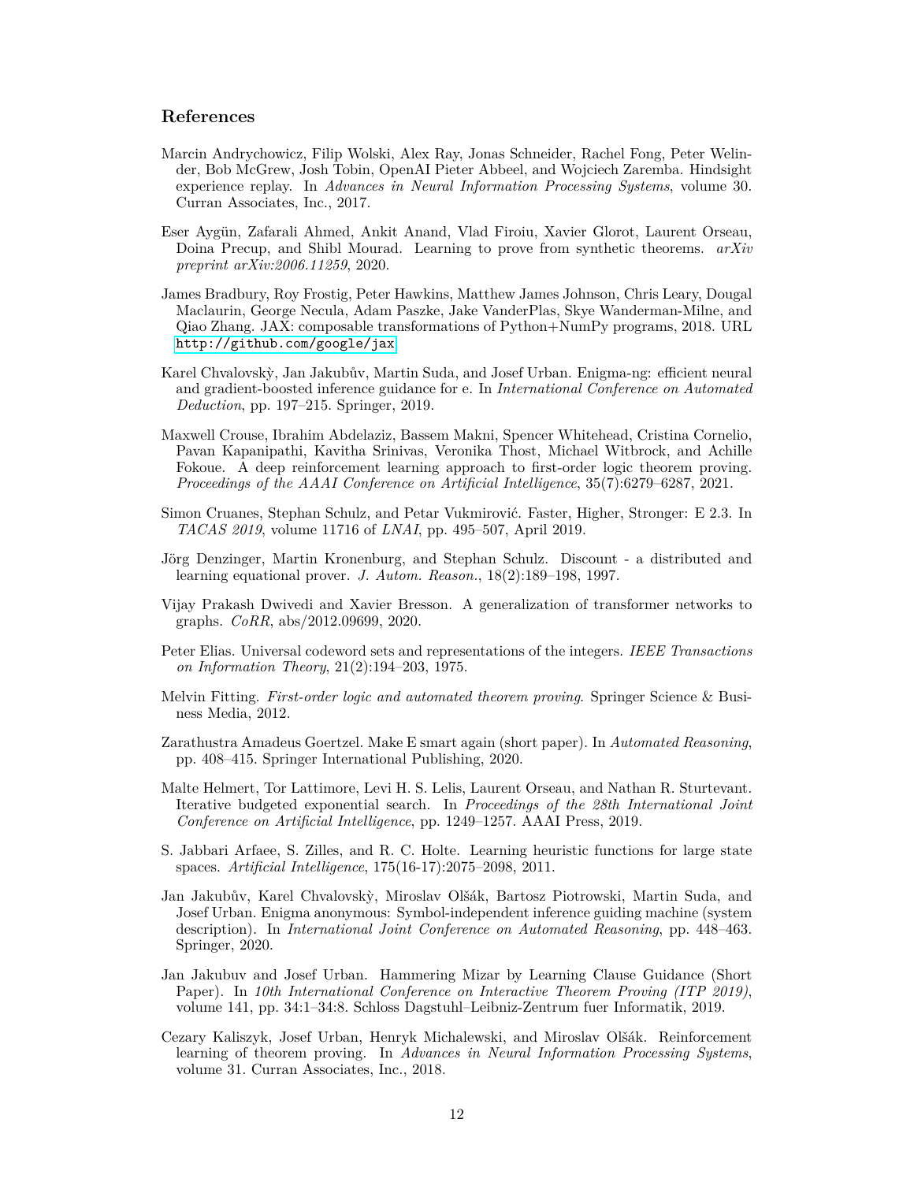## References

Marcin Andrychowicz, Filip Wolski, Alex Ray, Jonas Schneider, Rachel Fong, Peter Welinder, Bob McGrew, Josh Tobin, OpenAI Pieter Abbeel, and Wojciech Zaremba. Hindsight experience replay. In *Advances in Neural Information Processing Systems*, volume 30. Curran Associates, Inc., 2017.

Eser Aygün, Zafarali Ahmed, Ankit Anand, Vlad Firoiu, Xavier Glorot, Laurent Orseau, Doina Precup, and Shibl Mourad. Learning to prove from synthetic theorems. *arXiv preprint arXiv:2006.11259*, 2020.

James Bradbury, Roy Frostig, Peter Hawkins, Matthew James Johnson, Chris Leary, Dougal Maclaurin, George Necula, Adam Paszke, Jake VanderPlas, Skye Wanderman-Milne, and Qiao Zhang. JAX: composable transformations of Python+NumPy programs, 2018. URL http://github.com/google/jax.

Karel Chvalovskỳ, Jan Jakubův, Martin Suda, and Josef Urban. Enigma-ng: efficient neural and gradient-boosted inference guidance for e. In *International Conference on Automated Deduction*, pp. 197–215. Springer, 2019.

Maxwell Crouse, Ibrahim Abdelaziz, Bassem Makni, Spencer Whitehead, Cristina Cornelio, Pavan Kapanipathi, Kavitha Srinivas, Veronika Thost, Michael Witbrock, and Achille Fokoue. A deep reinforcement learning approach to first-order logic theorem proving. *Proceedings of the AAAI Conference on Artificial Intelligence*, 35(7):6279–6287, 2021.

Simon Cruanes, Stephan Schulz, and Petar Vukmirović. Faster, Higher, Stronger: E 2.3. In *TACAS 2019*, volume 11716 of *LNAI*, pp. 495–507, April 2019.

Jörg Denzinger, Martin Kronenburg, and Stephan Schulz. Discount - a distributed and learning equational prover. *J. Autom. Reason.*, 18(2):189–198, 1997.

Vijay Prakash Dwivedi and Xavier Bresson. A generalization of transformer networks to graphs. *CoRR*, abs/2012.09699, 2020.

Peter Elias. Universal codeword sets and representations of the integers. *IEEE Transactions on Information Theory*, 21(2):194–203, 1975.

Melvin Fitting. *First-order logic and automated theorem proving*. Springer Science & Business Media, 2012.

Zarathustra Amadeus Goertzel. Make E smart again (short paper). In *Automated Reasoning*, pp. 408–415. Springer International Publishing, 2020.

Malte Helmert, Tor Lattimore, Levi H. S. Lelis, Laurent Orseau, and Nathan R. Sturtevant. Iterative budgeted exponential search. In *Proceedings of the 28th International Joint Conference on Artificial Intelligence*, pp. 1249–1257. AAAI Press, 2019.

S. Jabbari Arfaee, S. Zilles, and R. C. Holte. Learning heuristic functions for large state spaces. *Artificial Intelligence*, 175(16-17):2075–2098, 2011.

Jan Jakubův, Karel Chvalovskỳ, Miroslav Olšák, Bartosz Piotrowski, Martin Suda, and Josef Urban. Enigma anonymous: Symbol-independent inference guiding machine (system description). In *International Joint Conference on Automated Reasoning*, pp. 448–463. Springer, 2020.

Jan Jakubuv and Josef Urban. Hammering Mizar by Learning Clause Guidance (Short Paper). In *10th International Conference on Interactive Theorem Proving (ITP 2019)*, volume 141, pp. 34:1–34:8. Schloss Dagstuhl–Leibniz-Zentrum fuer Informatik, 2019.

Cezary Kaliszyk, Josef Urban, Henryk Michalewski, and Miroslav Olšák. Reinforcement learning of theorem proving. In *Advances in Neural Information Processing Systems*, volume 31. Curran Associates, Inc., 2018.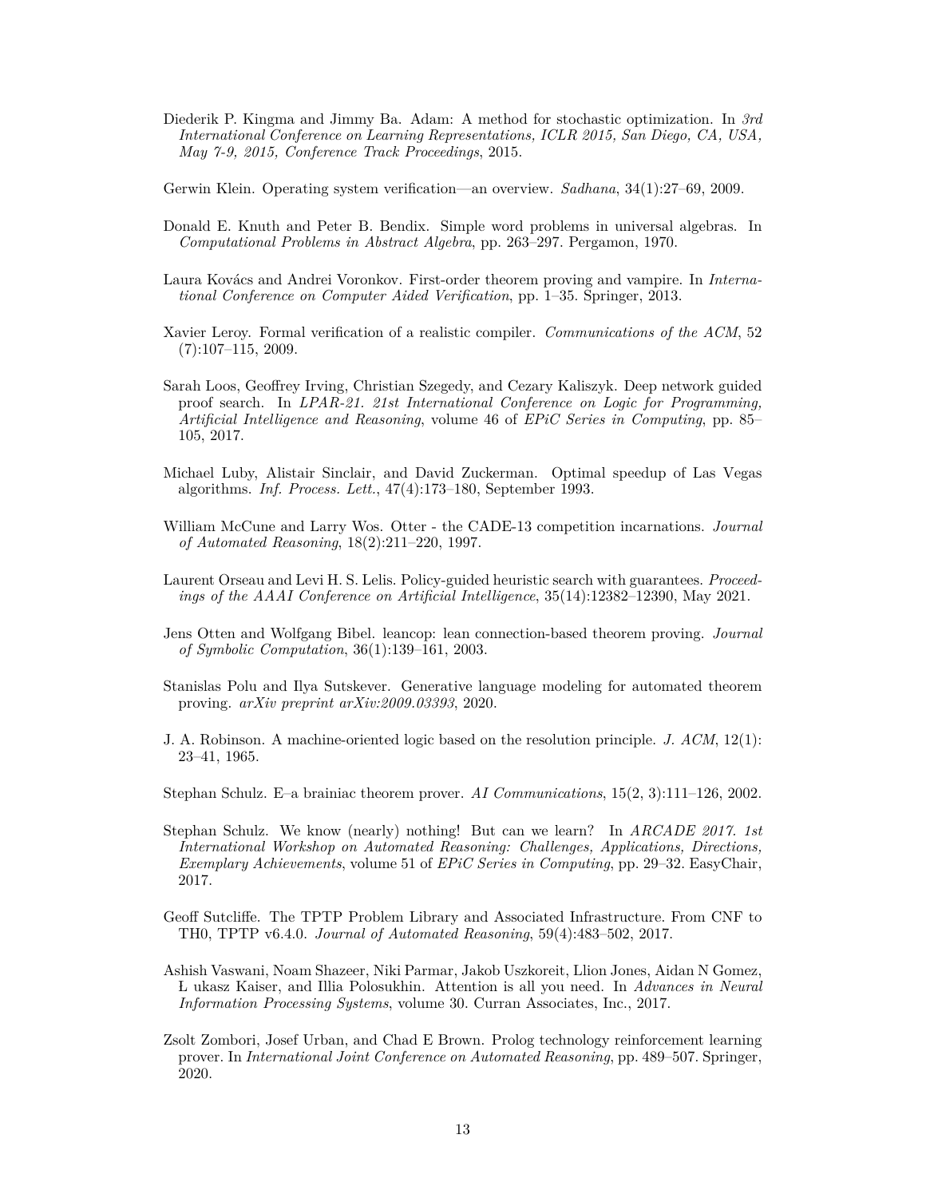Diederik P. Kingma and Jimmy Ba. Adam: A method for stochastic optimization. In *3rd International Conference on Learning Representations, ICLR 2015, San Diego, CA, USA, May 7-9, 2015, Conference Track Proceedings*, 2015.

Gerwin Klein. Operating system verification—an overview. *Sadhana*, 34(1):27–69, 2009.

Donald E. Knuth and Peter B. Bendix. Simple word problems in universal algebras. In *Computational Problems in Abstract Algebra*, pp. 263–297. Pergamon, 1970.

Laura Kovács and Andrei Voronkov. First-order theorem proving and vampire. In *International Conference on Computer Aided Verification*, pp. 1–35. Springer, 2013.

Xavier Leroy. Formal verification of a realistic compiler. *Communications of the ACM*, 52 (7):107–115, 2009.

Sarah Loos, Geoffrey Irving, Christian Szegedy, and Cezary Kaliszyk. Deep network guided proof search. In *LPAR-21. 21st International Conference on Logic for Programming, Artificial Intelligence and Reasoning*, volume 46 of *EPiC Series in Computing*, pp. 85–105, 2017.

Michael Luby, Alistair Sinclair, and David Zuckerman. Optimal speedup of Las Vegas algorithms. *Inf. Process. Lett.*, 47(4):173–180, September 1993.

William McCune and Larry Wos. Otter - the CADE-13 competition incarnations. *Journal of Automated Reasoning*, 18(2):211–220, 1997.

Laurent Orseau and Levi H. S. Lelis. Policy-guided heuristic search with guarantees. *Proceedings of the AAAI Conference on Artificial Intelligence*, 35(14):12382–12390, May 2021.

Jens Otten and Wolfgang Bibel. leancop: lean connection-based theorem proving. *Journal of Symbolic Computation*, 36(1):139–161, 2003.

Stanislas Polu and Ilya Sutskever. Generative language modeling for automated theorem proving. *arXiv preprint arXiv:2009.03393*, 2020.

J. A. Robinson. A machine-oriented logic based on the resolution principle. *J. ACM*, 12(1): 23–41, 1965.

Stephan Schulz. E–a brainiac theorem prover. *AI Communications*, 15(2, 3):111–126, 2002.

Stephan Schulz. We know (nearly) nothing! But can we learn? In *ARCADE 2017. 1st International Workshop on Automated Reasoning: Challenges, Applications, Directions, Exemplary Achievements*, volume 51 of *EPiC Series in Computing*, pp. 29–32. EasyChair, 2017.

Geoff Sutcliffe. The TPTP Problem Library and Associated Infrastructure. From CNF to TH0, TPTP v6.4.0. *Journal of Automated Reasoning*, 59(4):483–502, 2017.

Ashish Vaswani, Noam Shazeer, Niki Parmar, Jakob Uszkoreit, Llion Jones, Aidan N Gomez, L ukasz Kaiser, and Illia Polosukhin. Attention is all you need. In *Advances in Neural Information Processing Systems*, volume 30. Curran Associates, Inc., 2017.

Zsolt Zombori, Josef Urban, and Chad E Brown. Prolog technology reinforcement learning prover. In *International Joint Conference on Automated Reasoning*, pp. 489–507. Springer, 2020.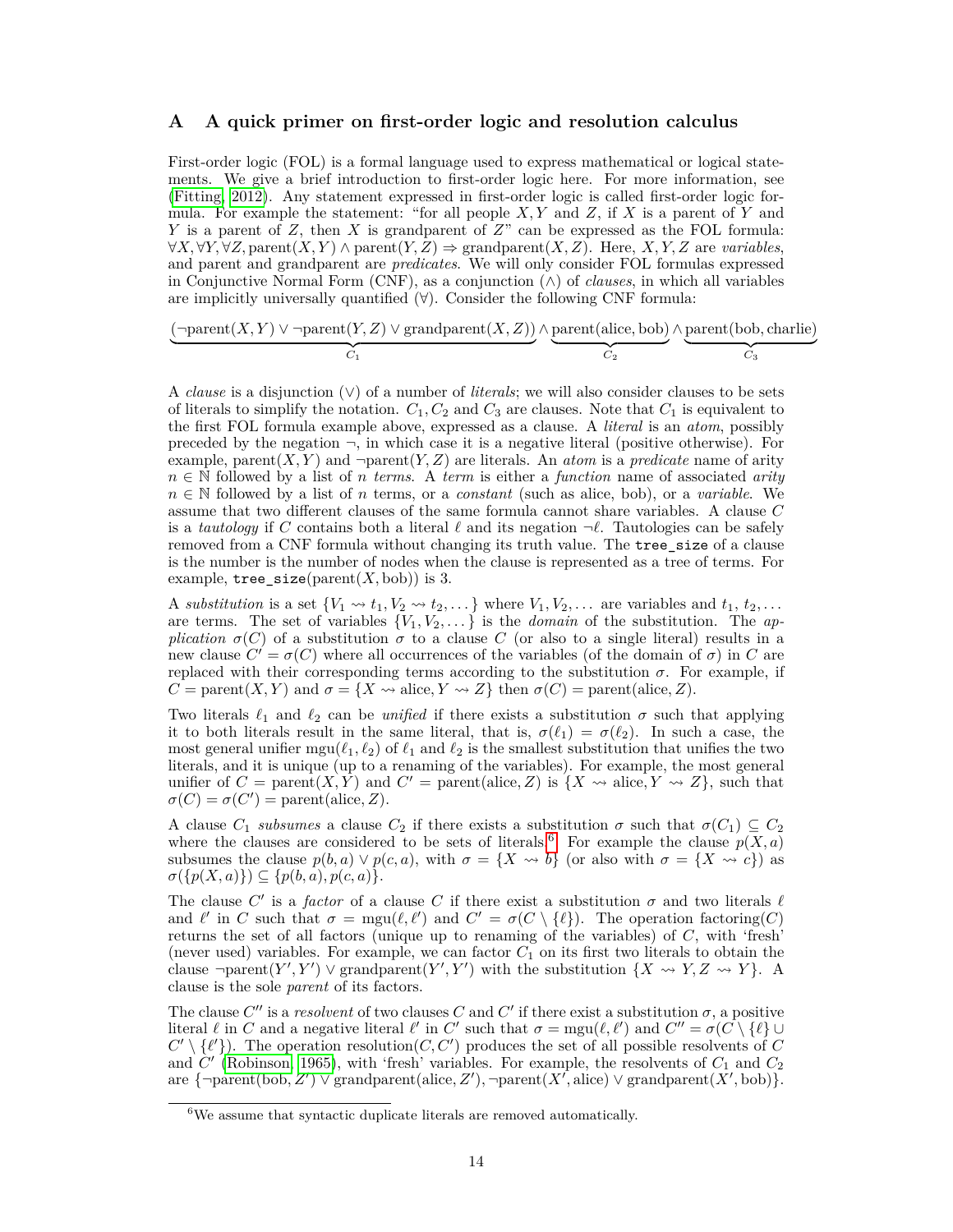## A A quick primer on first-order logic and resolution calculus

First-order logic (FOL) is a formal language used to express mathematical or logical statements. We give a brief introduction to first-order logic here. For more information, see (Fitting, 2012). Any statement expressed in first-order logic is called first-order logic formula. For example the statement: "for all people $X, Y$ and $Z$, if $X$ is a parent of $Y$ and $Y$ is a parent of $Z$, then $X$ is grandparent of $Z$" can be expressed as the FOL formula: $\forall X, \forall Y, \forall Z, \text{parent}(X, Y) \wedge \text{parent}(Y, Z) \Rightarrow \text{grandparent}(X, Z)$. Here, $X, Y, Z$ are *variables*, and parent and grandparent are *predicates*. We will only consider FOL formulas expressed in Conjunctive Normal Form (CNF), as a conjunction ($\wedge$) of *clauses*, in which all variables are implicitly universally quantified ($\forall$). Consider the following CNF formula:

$$\underbrace{(\neg\text{parent}(X, Y) \vee \neg\text{parent}(Y, Z) \vee \text{grandparent}(X, Z))}_{C_1} \wedge \underbrace{\text{parent}(\text{alice}, \text{bob})}_{C_2} \wedge \underbrace{\text{parent}(\text{bob}, \text{charlie})}_{C_3}$$

A *clause* is a disjunction ($\vee$) of a number of *literals*; we will also consider clauses to be sets of literals to simplify the notation. $C_1, C_2$ and $C_3$ are clauses. Note that $C_1$ is equivalent to the first FOL formula example above, expressed as a clause. A *literal* is an *atom*, possibly preceded by the negation $\neg$, in which case it is a negative literal (positive otherwise). For example, $\text{parent}(X, Y)$ and $\neg\text{parent}(Y, Z)$ are literals. An *atom* is a *predicate* name of arity $n \in \mathbb{N}$ followed by a list of $n$ *terms*. A *term* is either a *function* name of associated *arity* $n \in \mathbb{N}$ followed by a list of $n$ terms, or a *constant* (such as alice, bob), or a *variable*. We assume that two different clauses of the same formula cannot share variables. A clause $C$ is a *tautology* if $C$ contains both a literal $\ell$ and its negation $\neg\ell$. Tautologies can be safely removed from a CNF formula without changing its truth value. The `tree_size` of a clause is the number is the number of nodes when the clause is represented as a tree of terms. For example, $\texttt{tree\_size}(\text{parent}(X, \text{bob}))$ is 3.

A *substitution* is a set $\{V_1 \rightsquigarrow t_1, V_2 \rightsquigarrow t_2, \dots\}$ where $V_1, V_2, \dots$ are variables and $t_1, t_2, \dots$ are terms. The set of variables $\{V_1, V_2, \dots\}$ is the *domain* of the substitution. The *application* $\sigma(C)$ of a substitution $\sigma$ to a clause $C$ (or also to a single literal) results in a new clause $C' = \sigma(C)$ where all occurrences of the variables (of the domain of $\sigma$) in $C$ are replaced with their corresponding terms according to the substitution $\sigma$. For example, if $C = \text{parent}(X, Y)$ and $\sigma = \{X \rightsquigarrow \text{alice}, Y \rightsquigarrow Z\}$ then $\sigma(C) = \text{parent}(\text{alice}, Z)$.

Two literals $\ell_1$ and $\ell_2$ can be *unified* if there exists a substitution $\sigma$ such that applying it to both literals result in the same literal, that is, $\sigma(\ell_1) = \sigma(\ell_2)$. In such a case, the most general unifier $\text{mgu}(\ell_1, \ell_2)$ of $\ell_1$ and $\ell_2$ is the smallest substitution that unifies the two literals, and it is unique (up to a renaming of the variables). For example, the most general unifier of $C = \text{parent}(X, Y)$ and $C' = \text{parent}(\text{alice}, Z)$ is $\{X \rightsquigarrow \text{alice}, Y \rightsquigarrow Z\}$, such that $\sigma(C) = \sigma(C') = \text{parent}(\text{alice}, Z)$.

A clause $C_1$ *subsumes* a clause $C_2$ if there exists a substitution $\sigma$ such that $\sigma(C_1) \subseteq C_2$ where the clauses are considered to be sets of literals.[6] For example the clause $p(X, a)$ subsumes the clause $p(b, a) \vee p(c, a)$, with $\sigma = \{X \rightsquigarrow b\}$ (or also with $\sigma = \{X \rightsquigarrow c\}$) as $\sigma(\{p(X, a)\}) \subseteq \{p(b, a), p(c, a)\}$.

The clause $C'$ is a *factor* of a clause $C$ if there exist a substitution $\sigma$ and two literals $\ell$ and $\ell'$ in $C$ such that $\sigma = \text{mgu}(\ell, \ell')$ and $C' = \sigma(C \setminus \{\ell\})$. The operation factoring($C$) returns the set of all factors (unique up to renaming of the variables) of $C$, with 'fresh' (never used) variables. For example, we can factor $C_1$ on its first two literals to obtain the clause $\neg\text{parent}(Y', Y') \vee \text{grandparent}(Y', Y')$ with the substitution $\{X \rightsquigarrow Y, Z \rightsquigarrow Y\}$. A clause is the sole *parent* of its factors.

The clause $C''$ is a *resolvent* of two clauses $C$ and $C'$ if there exist a substitution $\sigma$, a positive literal $\ell$ in $C$ and a negative literal $\ell'$ in $C'$ such that $\sigma = \text{mgu}(\ell, \ell')$ and $C'' = \sigma(C \setminus \{\ell\} \cup C' \setminus \{\ell'\})$. The operation resolution($C, C'$) produces the set of all possible resolvents of $C$ and $C'$ (Robinson, 1965), with 'fresh' variables. For example, the resolvents of $C_1$ and $C_2$ are $\{\neg\text{parent}(\text{bob}, Z') \vee \text{grandparent}(\text{alice}, Z'), \neg\text{parent}(X', \text{alice}) \vee \text{grandparent}(X', \text{bob})\}$.

---

[6] We assume that syntactic duplicate literals are removed automatically.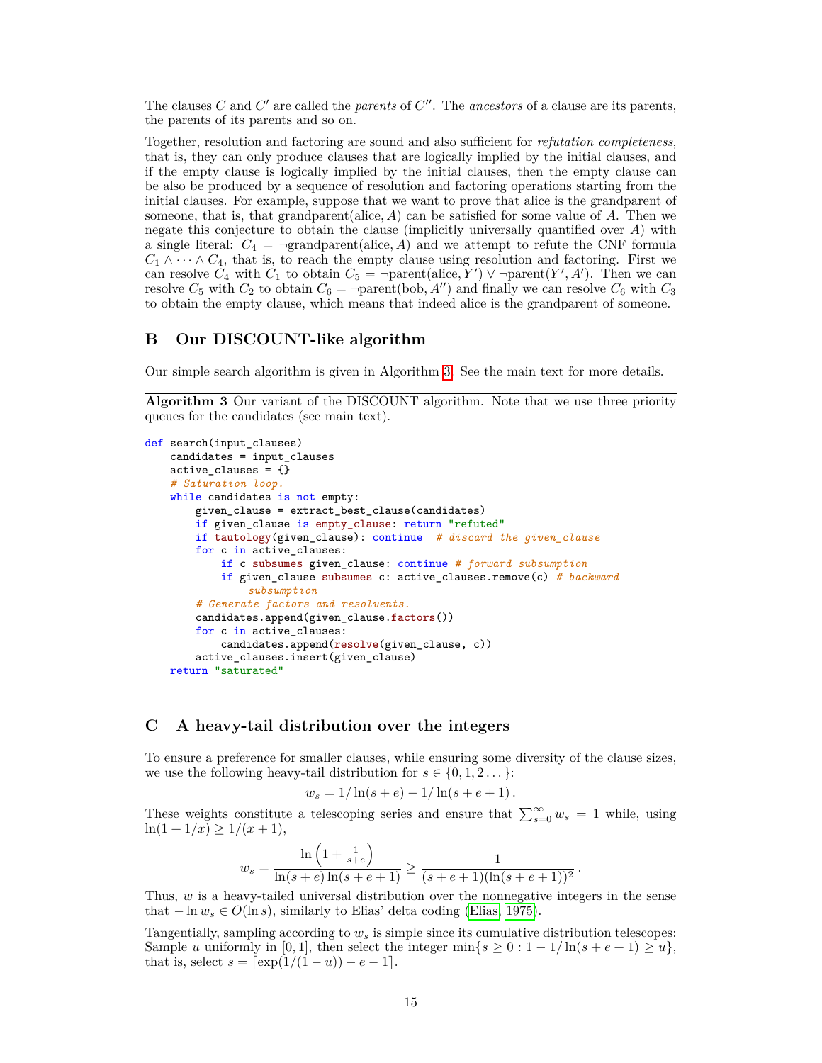The clauses $C$ and $C'$ are called the *parents* of $C''$. The *ancestors* of a clause are its parents, the parents of its parents and so on.

Together, resolution and factoring are sound and also sufficient for *refutation completeness*, that is, they can only produce clauses that are logically implied by the initial clauses, and if the empty clause is logically implied by the initial clauses, then the empty clause can be also be produced by a sequence of resolution and factoring operations starting from the initial clauses. For example, suppose that we want to prove that alice is the grandparent of someone, that is, that $\text{grandparent}(\text{alice}, A)$ can be satisfied for some value of $A$. Then we negate this conjecture to obtain the clause (implicitly universally quantified over $A$) with a single literal: $C_4 = \neg\text{grandparent}(\text{alice}, A)$ and we attempt to refute the CNF formula $C_1 \wedge \cdots \wedge C_4$, that is, to reach the empty clause using resolution and factoring. First we can resolve $C_4$ with $C_1$ to obtain $C_5 = \neg\text{parent}(\text{alice}, Y') \vee \neg\text{parent}(Y', A')$. Then we can resolve $C_5$ with $C_2$ to obtain $C_6 = \neg\text{parent}(\text{bob}, A'')$ and finally we can resolve $C_6$ with $C_3$ to obtain the empty clause, which means that indeed alice is the grandparent of someone.

## B Our DISCOUNT-like algorithm

Our simple search algorithm is given in Algorithm 3. See the main text for more details.

**Algorithm 3** Our variant of the DISCOUNT algorithm. Note that we use three priority queues for the candidates (see main text).

```
def search(input_clauses)
    candidates = input_clauses
    active_clauses = {}
    # Saturation loop.
    while candidates is not empty:
        given_clause = extract_best_clause(candidates)
        if given_clause is empty_clause: return "refuted"
        if tautology(given_clause): continue  # discard the given_clause
        for c in active_clauses:
            if c subsumes given_clause: continue # forward subsumption
            if given_clause subsumes c: active_clauses.remove(c) # backward
                subsumption
        # Generate factors and resolvents.
        candidates.append(given_clause.factors())
        for c in active_clauses:
            candidates.append(resolve(given_clause, c))
        active_clauses.insert(given_clause)
    return "saturated"
```

## C A heavy-tail distribution over the integers

To ensure a preference for smaller clauses, while ensuring some diversity of the clause sizes, we use the following heavy-tail distribution for $s \in \{0, 1, 2 \ldots\}$:

$$w_s = 1/\ln(s + e) - 1/\ln(s + e + 1)\,.$$

These weights constitute a telescoping series and ensure that $\sum_{s=0}^{\infty} w_s = 1$ while, using $\ln(1 + 1/x) \geq 1/(x + 1)$,

$$w_s = \frac{\ln\left(1 + \frac{1}{s+e}\right)}{\ln(s + e)\ln(s + e + 1)} \geq \frac{1}{(s + e + 1)(\ln(s + e + 1))^2}\,.$$

Thus, $w$ is a heavy-tailed universal distribution over the nonnegative integers in the sense that $-\ln w_s \in O(\ln s)$, similarly to Elias' delta coding (Elias, 1975).

Tangentially, sampling according to $w_s$ is simple since its cumulative distribution telescopes: Sample $u$ uniformly in $[0, 1]$, then select the integer $\min\{s \geq 0 : 1 - 1/\ln(s + e + 1) \geq u\}$, that is, select $s = \lceil \exp(1/(1 - u)) - e - 1 \rceil$.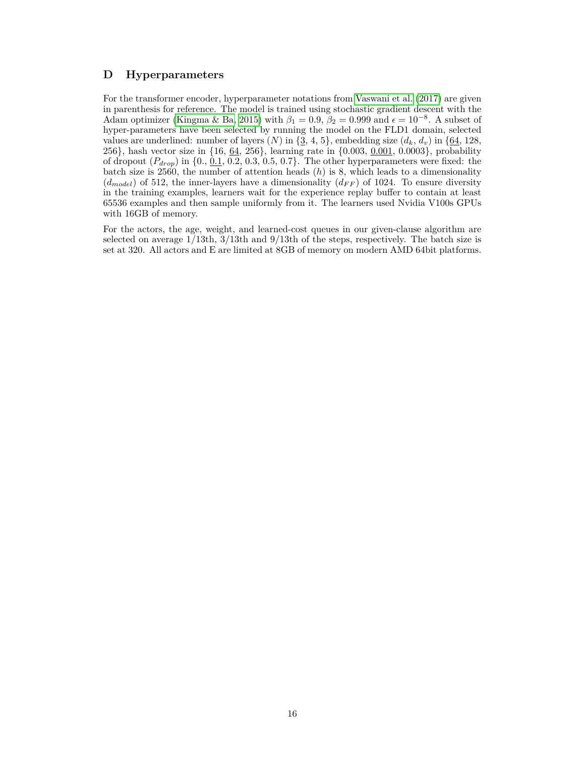# D Hyperparameters

For the transformer encoder, hyperparameter notations from Vaswani et al. (2017) are given in parenthesis for reference. The model is trained using stochastic gradient descent with the Adam optimizer (Kingma & Ba, 2015) with $\beta_1 = 0.9$, $\beta_2 = 0.999$ and $\epsilon = 10^{-8}$. A subset of hyper-parameters have been selected by running the model on the FLD1 domain, selected values are underlined: number of layers ($N$) in {<u>3</u>, 4, 5}, embedding size ($d_k$, $d_v$) in {<u>64</u>, 128, 256}, hash vector size in {16, <u>64</u>, 256}, learning rate in {0.003, <u>0.001</u>, 0.0003}, probability of dropout ($P_{drop}$) in {0., <u>0.1</u>, 0.2, 0.3, 0.5, 0.7}. The other hyperparameters were fixed: the batch size is 2560, the number of attention heads ($h$) is 8, which leads to a dimensionality ($d_{model}$) of 512, the inner-layers have a dimensionality ($d_{FF}$) of 1024. To ensure diversity in the training examples, learners wait for the experience replay buffer to contain at least 65536 examples and then sample uniformly from it. The learners used Nvidia V100s GPUs with 16GB of memory.

For the actors, the age, weight, and learned-cost queues in our given-clause algorithm are selected on average 1/13th, 3/13th and 9/13th of the steps, respectively. The batch size is set at 320. All actors and E are limited at 8GB of memory on modern AMD 64bit platforms.